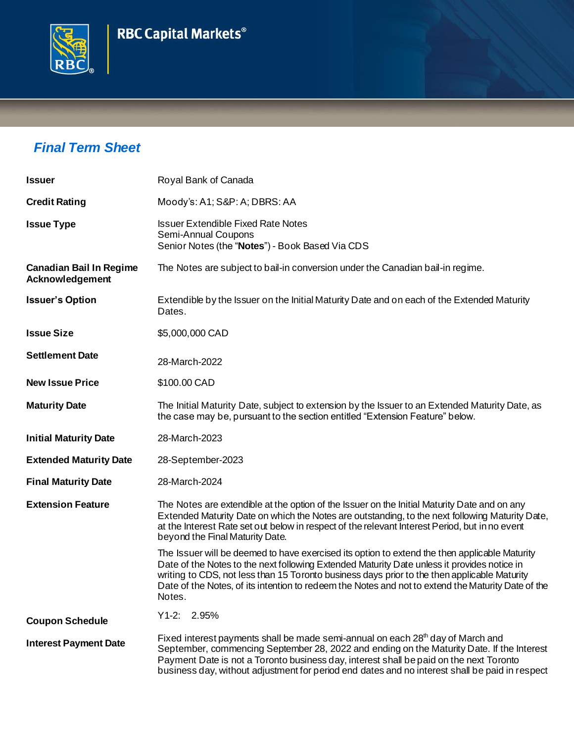RBC Capital Markets®

## *Final Term Sheet*

| | |
|---|---|
| **Issuer** | Royal Bank of Canada |
| **Credit Rating** | Moody's: A1; S&P: A; DBRS: AA |
| **Issue Type** | Issuer Extendible Fixed Rate Notes<br>Semi-Annual Coupons<br>Senior Notes (the "**Notes**") - Book Based Via CDS |
| **Canadian Bail In Regime Acknowledgement** | The Notes are subject to bail-in conversion under the Canadian bail-in regime. |
| **Issuer's Option** | Extendible by the Issuer on the Initial Maturity Date and on each of the Extended Maturity Dates. |
| **Issue Size** | $5,000,000 CAD |
| **Settlement Date** | 28-March-2022 |
| **New Issue Price** | $100.00 CAD |
| **Maturity Date** | The Initial Maturity Date, subject to extension by the Issuer to an Extended Maturity Date, as the case may be, pursuant to the section entitled "Extension Feature" below. |
| **Initial Maturity Date** | 28-March-2023 |
| **Extended Maturity Date** | 28-September-2023 |
| **Final Maturity Date** | 28-March-2024 |
| **Extension Feature** | The Notes are extendible at the option of the Issuer on the Initial Maturity Date and on any Extended Maturity Date on which the Notes are outstanding, to the next following Maturity Date, at the Interest Rate set out below in respect of the relevant Interest Period, but in no event beyond the Final Maturity Date.<br><br>The Issuer will be deemed to have exercised its option to extend the then applicable Maturity Date of the Notes to the next following Extended Maturity Date unless it provides notice in writing to CDS, not less than 15 Toronto business days prior to the then applicable Maturity Date of the Notes, of its intention to redeem the Notes and not to extend the Maturity Date of the Notes. |
| **Coupon Schedule** | Y1-2: 2.95% |
| **Interest Payment Date** | Fixed interest payments shall be made semi-annual on each 28th day of March and September, commencing September 28, 2022 and ending on the Maturity Date. If the Interest Payment Date is not a Toronto business day, interest shall be paid on the next Toronto business day, without adjustment for period end dates and no interest shall be paid in respect |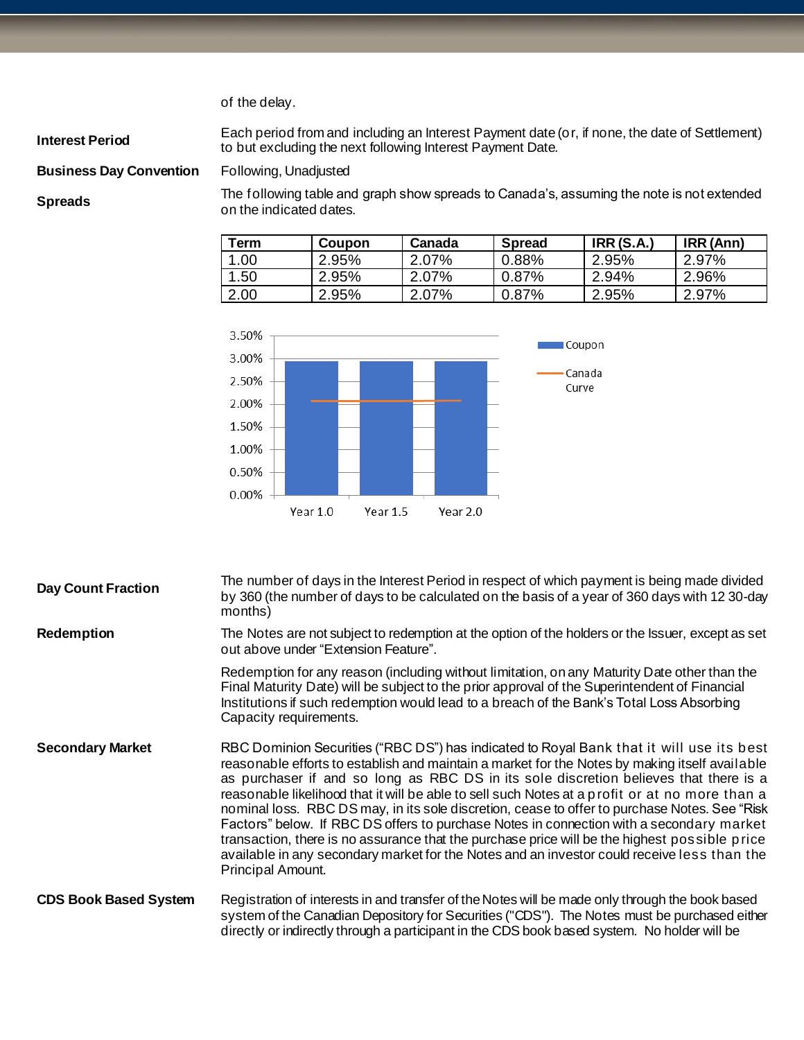of the delay.

**Interest Period**

Each period from and including an Interest Payment date (or, if none, the date of Settlement) to but excluding the next following Interest Payment Date.

**Business Day Convention**

Following, Unadjusted

**Spreads**

The following table and graph show spreads to Canada's, assuming the note is not extended on the indicated dates.

| Term | Coupon | Canada | Spread | IRR (S.A.) | IRR (Ann) |
|---|---|---|---|---|---|
| 1.00 | 2.95% | 2.07% | 0.88% | 2.95% | 2.97% |
| 1.50 | 2.95% | 2.07% | 0.87% | 2.94% | 2.96% |
| 2.00 | 2.95% | 2.07% | 0.87% | 2.95% | 2.97% |

**Day Count Fraction**

The number of days in the Interest Period in respect of which payment is being made divided by 360 (the number of days to be calculated on the basis of a year of 360 days with 12 30-day months)

**Redemption**

The Notes are not subject to redemption at the option of the holders or the Issuer, except as set out above under "Extension Feature".

Redemption for any reason (including without limitation, on any Maturity Date other than the Final Maturity Date) will be subject to the prior approval of the Superintendent of Financial Institutions if such redemption would lead to a breach of the Bank's Total Loss Absorbing Capacity requirements.

**Secondary Market**

RBC Dominion Securities ("RBC DS") has indicated to Royal Bank that it will use its best reasonable efforts to establish and maintain a market for the Notes by making itself available as purchaser if and so long as RBC DS in its sole discretion believes that there is a reasonable likelihood that it will be able to sell such Notes at a profit or at no more than a nominal loss. RBC DS may, in its sole discretion, cease to offer to purchase Notes. See "Risk Factors" below. If RBC DS offers to purchase Notes in connection with a secondary market transaction, there is no assurance that the purchase price will be the highest possible price available in any secondary market for the Notes and an investor could receive less than the Principal Amount.

**CDS Book Based System**

Registration of interests in and transfer of the Notes will be made only through the book based system of the Canadian Depository for Securities ("CDS"). The Notes must be purchased either directly or indirectly through a participant in the CDS book based system. No holder will be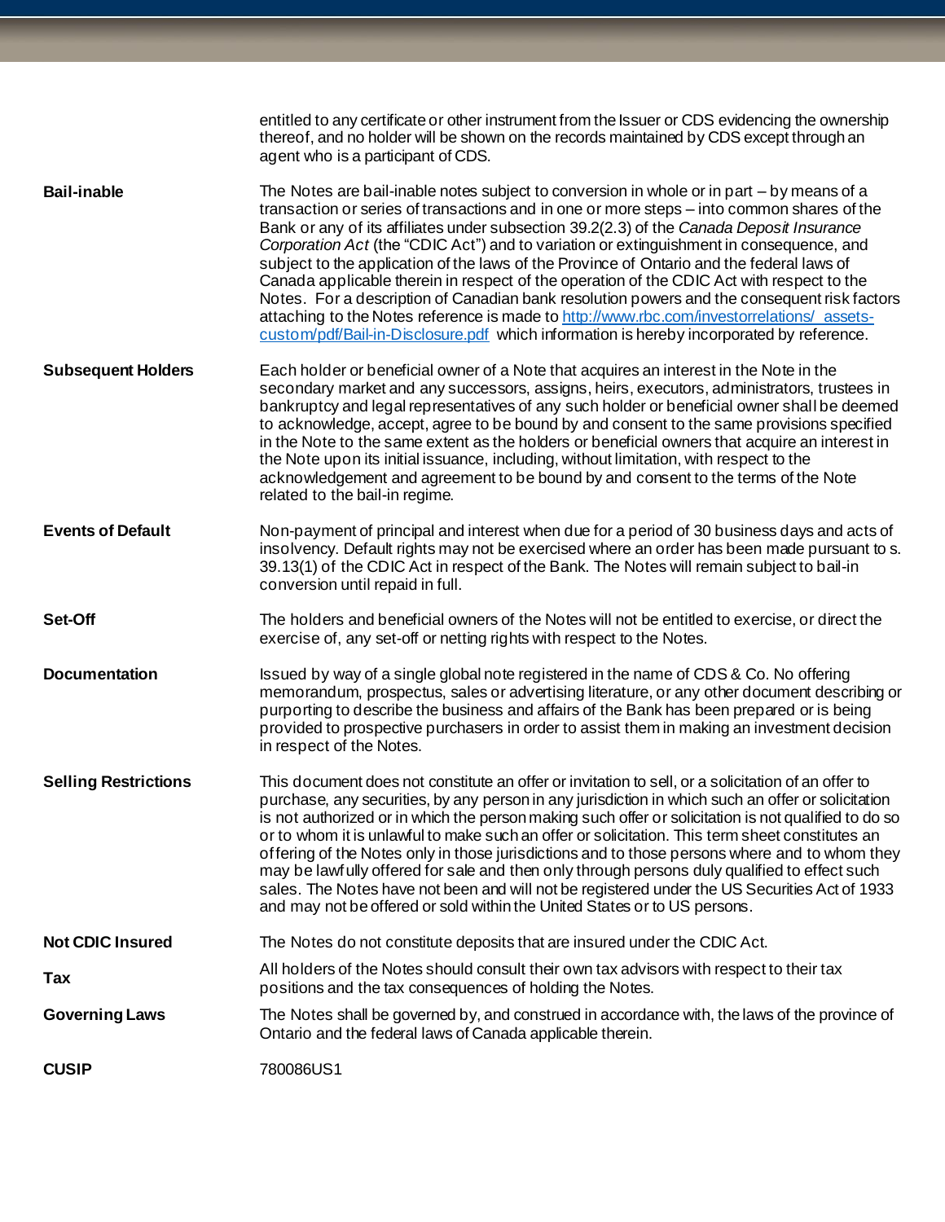| | |
|---|---|
| | entitled to any certificate or other instrument from the Issuer or CDS evidencing the ownership thereof, and no holder will be shown on the records maintained by CDS except through an agent who is a participant of CDS. |
| **Bail-inable** | The Notes are bail-inable notes subject to conversion in whole or in part – by means of a transaction or series of transactions and in one or more steps – into common shares of the Bank or any of its affiliates under subsection 39.2(2.3) of the *Canada Deposit Insurance Corporation Act* (the "CDIC Act") and to variation or extinguishment in consequence, and subject to the application of the laws of the Province of Ontario and the federal laws of Canada applicable therein in respect of the operation of the CDIC Act with respect to the Notes. For a description of Canadian bank resolution powers and the consequent risk factors attaching to the Notes reference is made to [http://www.rbc.com/investorrelations/_assets-custom/pdf/Bail-in-Disclosure.pdf](http://www.rbc.com/investorrelations/_assets-custom/pdf/Bail-in-Disclosure.pdf) which information is hereby incorporated by reference. |
| **Subsequent Holders** | Each holder or beneficial owner of a Note that acquires an interest in the Note in the secondary market and any successors, assigns, heirs, executors, administrators, trustees in bankruptcy and legal representatives of any such holder or beneficial owner shall be deemed to acknowledge, accept, agree to be bound by and consent to the same provisions specified in the Note to the same extent as the holders or beneficial owners that acquire an interest in the Note upon its initial issuance, including, without limitation, with respect to the acknowledgement and agreement to be bound by and consent to the terms of the Note related to the bail-in regime. |
| **Events of Default** | Non-payment of principal and interest when due for a period of 30 business days and acts of insolvency. Default rights may not be exercised where an order has been made pursuant to s. 39.13(1) of the CDIC Act in respect of the Bank. The Notes will remain subject to bail-in conversion until repaid in full. |
| **Set-Off** | The holders and beneficial owners of the Notes will not be entitled to exercise, or direct the exercise of, any set-off or netting rights with respect to the Notes. |
| **Documentation** | Issued by way of a single global note registered in the name of CDS & Co. No offering memorandum, prospectus, sales or advertising literature, or any other document describing or purporting to describe the business and affairs of the Bank has been prepared or is being provided to prospective purchasers in order to assist them in making an investment decision in respect of the Notes. |
| **Selling Restrictions** | This document does not constitute an offer or invitation to sell, or a solicitation of an offer to purchase, any securities, by any person in any jurisdiction in which such an offer or solicitation is not authorized or in which the person making such offer or solicitation is not qualified to do so or to whom it is unlawful to make such an offer or solicitation. This term sheet constitutes an offering of the Notes only in those jurisdictions and to those persons where and to whom they may be lawfully offered for sale and then only through persons duly qualified to effect such sales. The Notes have not been and will not be registered under the US Securities Act of 1933 and may not be offered or sold within the United States or to US persons. |
| **Not CDIC Insured** | The Notes do not constitute deposits that are insured under the CDIC Act. |
| **Tax** | All holders of the Notes should consult their own tax advisors with respect to their tax positions and the tax consequences of holding the Notes. |
| **Governing Laws** | The Notes shall be governed by, and construed in accordance with, the laws of the province of Ontario and the federal laws of Canada applicable therein. |
| **CUSIP** | 780086US1 |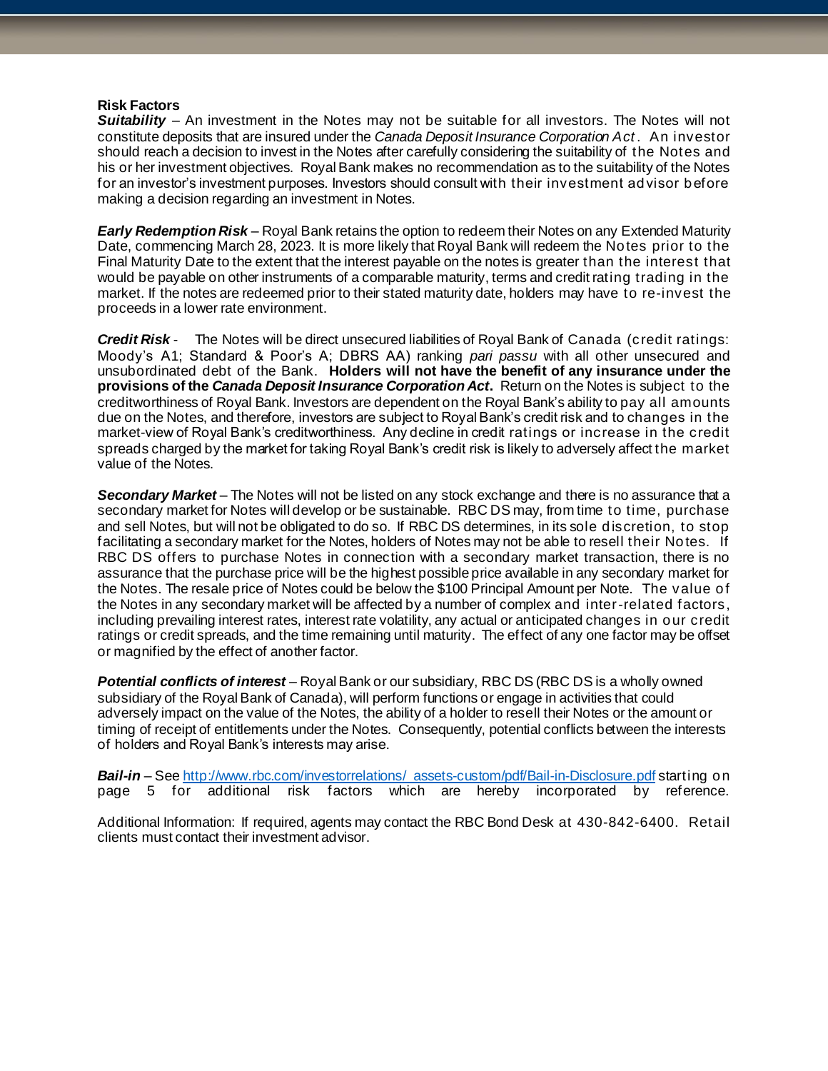**Risk Factors**

***Suitability*** – An investment in the Notes may not be suitable for all investors. The Notes will not constitute deposits that are insured under the *Canada Deposit Insurance Corporation Act*. An investor should reach a decision to invest in the Notes after carefully considering the suitability of the Notes and his or her investment objectives. Royal Bank makes no recommendation as to the suitability of the Notes for an investor's investment purposes. Investors should consult with their investment advisor before making a decision regarding an investment in Notes.

***Early Redemption Risk*** – Royal Bank retains the option to redeem their Notes on any Extended Maturity Date, commencing March 28, 2023. It is more likely that Royal Bank will redeem the Notes prior to the Final Maturity Date to the extent that the interest payable on the notes is greater than the interest that would be payable on other instruments of a comparable maturity, terms and credit rating trading in the market. If the notes are redeemed prior to their stated maturity date, holders may have to re-invest the proceeds in a lower rate environment.

***Credit Risk*** - The Notes will be direct unsecured liabilities of Royal Bank of Canada (credit ratings: Moody's A1; Standard & Poor's A; DBRS AA) ranking *pari passu* with all other unsecured and unsubordinated debt of the Bank. **Holders will not have the benefit of any insurance under the provisions of the *Canada Deposit Insurance Corporation Act*.** Return on the Notes is subject to the creditworthiness of Royal Bank. Investors are dependent on the Royal Bank's ability to pay all amounts due on the Notes, and therefore, investors are subject to Royal Bank's credit risk and to changes in the market-view of Royal Bank's creditworthiness. Any decline in credit ratings or increase in the credit spreads charged by the market for taking Royal Bank's credit risk is likely to adversely affect the market value of the Notes.

***Secondary Market*** – The Notes will not be listed on any stock exchange and there is no assurance that a secondary market for Notes will develop or be sustainable. RBC DS may, from time to time, purchase and sell Notes, but will not be obligated to do so. If RBC DS determines, in its sole discretion, to stop facilitating a secondary market for the Notes, holders of Notes may not be able to resell their Notes. If RBC DS offers to purchase Notes in connection with a secondary market transaction, there is no assurance that the purchase price will be the highest possible price available in any secondary market for the Notes. The resale price of Notes could be below the $100 Principal Amount per Note. The value of the Notes in any secondary market will be affected by a number of complex and inter-related factors, including prevailing interest rates, interest rate volatility, any actual or anticipated changes in our credit ratings or credit spreads, and the time remaining until maturity. The effect of any one factor may be offset or magnified by the effect of another factor.

***Potential conflicts of interest*** – Royal Bank or our subsidiary, RBC DS (RBC DS is a wholly owned subsidiary of the Royal Bank of Canada), will perform functions or engage in activities that could adversely impact on the value of the Notes, the ability of a holder to resell their Notes or the amount or timing of receipt of entitlements under the Notes. Consequently, potential conflicts between the interests of holders and Royal Bank's interests may arise.

***Bail-in*** – See [http://www.rbc.com/investorrelations/_assets-custom/pdf/Bail-in-Disclosure.pdf](http://www.rbc.com/investorrelations/_assets-custom/pdf/Bail-in-Disclosure.pdf) starting on page 5 for additional risk factors which are hereby incorporated by reference.

Additional Information: If required, agents may contact the RBC Bond Desk at 430-842-6400. Retail clients must contact their investment advisor.